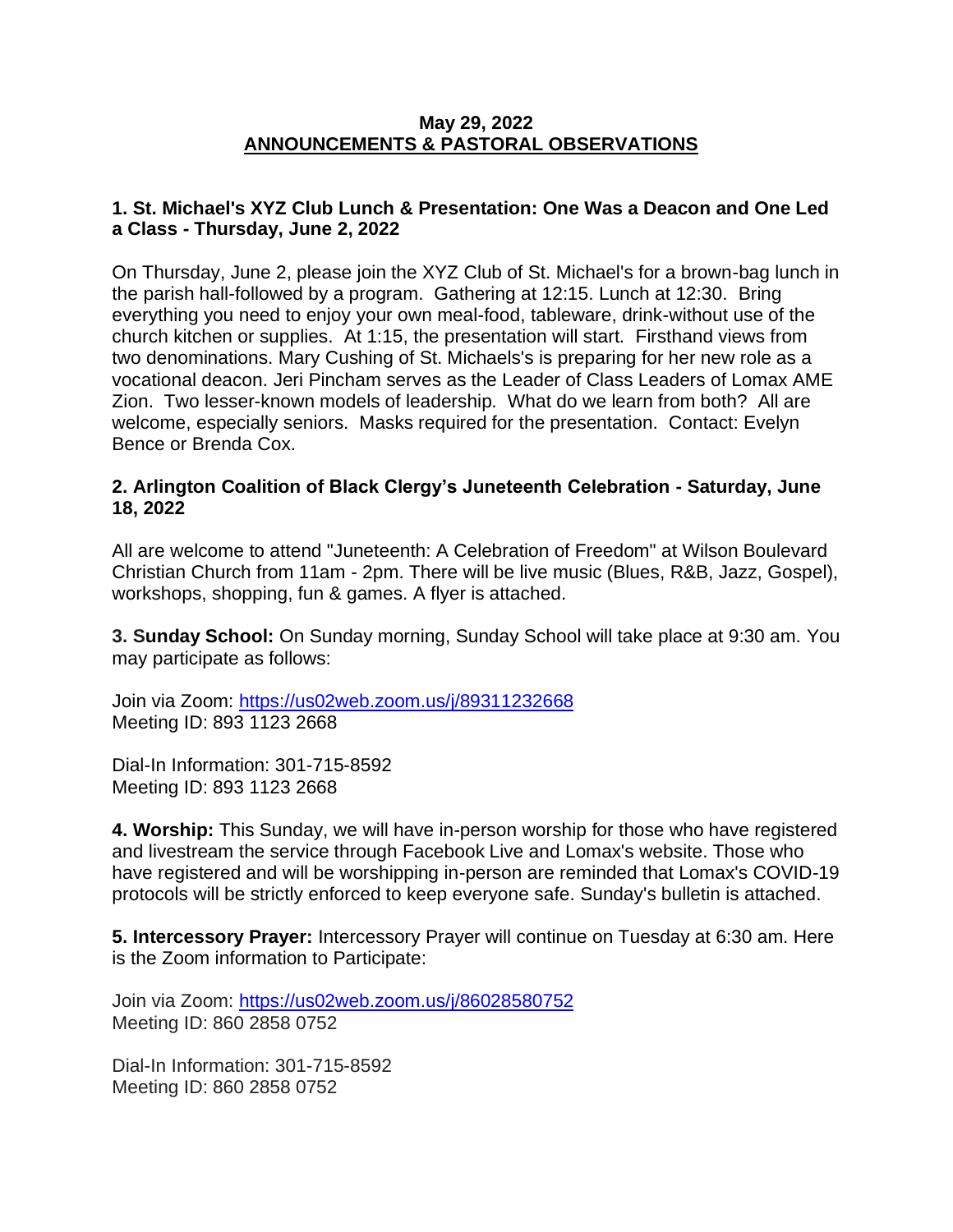**May 29, 2022**
**ANNOUNCEMENTS & PASTORAL OBSERVATIONS**

**1. St. Michael's XYZ Club Lunch & Presentation: One Was a Deacon and One Led a Class - Thursday, June 2, 2022**

On Thursday, June 2, please join the XYZ Club of St. Michael's for a brown-bag lunch in the parish hall-followed by a program. Gathering at 12:15. Lunch at 12:30. Bring everything you need to enjoy your own meal-food, tableware, drink-without use of the church kitchen or supplies. At 1:15, the presentation will start. Firsthand views from two denominations. Mary Cushing of St. Michaels's is preparing for her new role as a vocational deacon. Jeri Pincham serves as the Leader of Class Leaders of Lomax AME Zion. Two lesser-known models of leadership. What do we learn from both? All are welcome, especially seniors. Masks required for the presentation. Contact: Evelyn Bence or Brenda Cox.

**2. Arlington Coalition of Black Clergy's Juneteenth Celebration - Saturday, June 18, 2022**

All are welcome to attend "Juneteenth: A Celebration of Freedom" at Wilson Boulevard Christian Church from 11am - 2pm. There will be live music (Blues, R&B, Jazz, Gospel), workshops, shopping, fun & games. A flyer is attached.

**3. Sunday School:** On Sunday morning, Sunday School will take place at 9:30 am. You may participate as follows:

Join via Zoom: https://us02web.zoom.us/j/89311232668
Meeting ID: 893 1123 2668

Dial-In Information: 301-715-8592
Meeting ID: 893 1123 2668

**4. Worship:** This Sunday, we will have in-person worship for those who have registered and livestream the service through Facebook Live and Lomax's website. Those who have registered and will be worshipping in-person are reminded that Lomax's COVID-19 protocols will be strictly enforced to keep everyone safe. Sunday's bulletin is attached.

**5. Intercessory Prayer:** Intercessory Prayer will continue on Tuesday at 6:30 am. Here is the Zoom information to Participate:

Join via Zoom: https://us02web.zoom.us/j/86028580752
Meeting ID: 860 2858 0752

Dial-In Information: 301-715-8592
Meeting ID: 860 2858 0752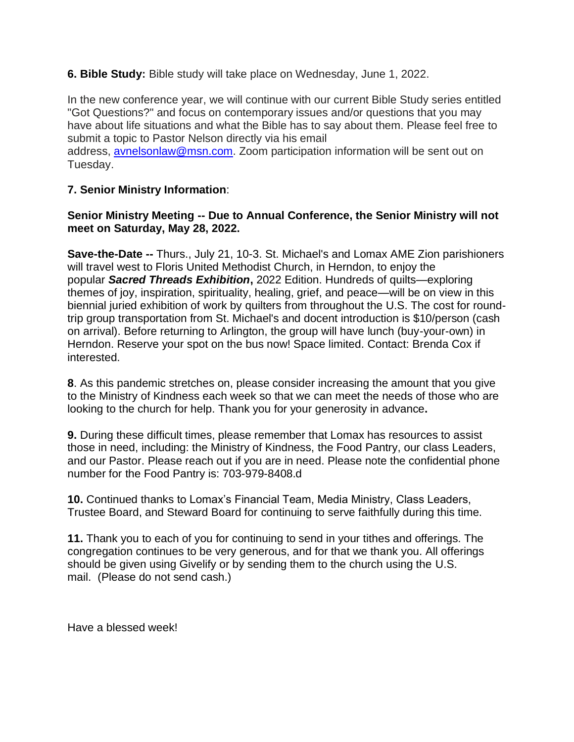**6. Bible Study:** Bible study will take place on Wednesday, June 1, 2022.

In the new conference year, we will continue with our current Bible Study series entitled "Got Questions?" and focus on contemporary issues and/or questions that you may have about life situations and what the Bible has to say about them. Please feel free to submit a topic to Pastor Nelson directly via his email address, avnelsonlaw@msn.com. Zoom participation information will be sent out on Tuesday.

**7. Senior Ministry Information**:

**Senior Ministry Meeting -- Due to Annual Conference, the Senior Ministry will not meet on Saturday, May 28, 2022.**

**Save-the-Date --** Thurs., July 21, 10-3. St. Michael's and Lomax AME Zion parishioners will travel west to Floris United Methodist Church, in Herndon, to enjoy the popular ***Sacred Threads Exhibition*****,** 2022 Edition. Hundreds of quilts—exploring themes of joy, inspiration, spirituality, healing, grief, and peace—will be on view in this biennial juried exhibition of work by quilters from throughout the U.S. The cost for round-trip group transportation from St. Michael's and docent introduction is $10/person (cash on arrival). Before returning to Arlington, the group will have lunch (buy-your-own) in Herndon. Reserve your spot on the bus now! Space limited. Contact: Brenda Cox if interested.

**8**. As this pandemic stretches on, please consider increasing the amount that you give to the Ministry of Kindness each week so that we can meet the needs of those who are looking to the church for help. Thank you for your generosity in advance**.**

**9.** During these difficult times, please remember that Lomax has resources to assist those in need, including: the Ministry of Kindness, the Food Pantry, our class Leaders, and our Pastor. Please reach out if you are in need. Please note the confidential phone number for the Food Pantry is: 703-979-8408.d

**10.** Continued thanks to Lomax's Financial Team, Media Ministry, Class Leaders, Trustee Board, and Steward Board for continuing to serve faithfully during this time.

**11.** Thank you to each of you for continuing to send in your tithes and offerings. The congregation continues to be very generous, and for that we thank you. All offerings should be given using Givelify or by sending them to the church using the U.S. mail. (Please do not send cash.)

Have a blessed week!